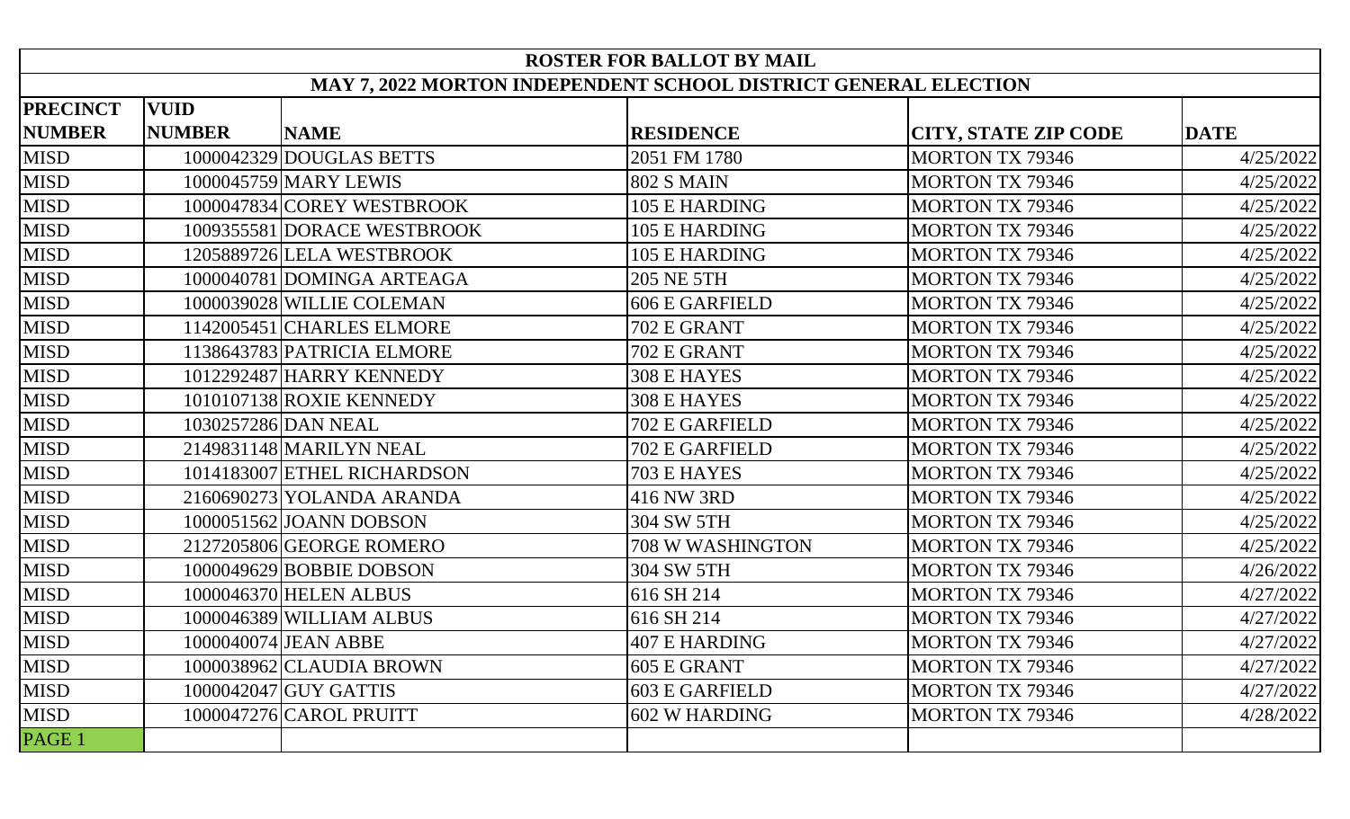| ROSTER FOR BALLOT BY MAIL | | | | | |
|---|---|---|---|---|---|
| MAY 7, 2022 MORTON INDEPENDENT SCHOOL DISTRICT GENERAL ELECTION | | | | | |
| **PRECINCT NUMBER** | **VUID NUMBER** | **NAME** | **RESIDENCE** | **CITY, STATE ZIP CODE** | **DATE** |
| MISD | 1000042329 | DOUGLAS BETTS | 2051 FM 1780 | MORTON TX 79346 | 4/25/2022 |
| MISD | 1000045759 | MARY LEWIS | 802 S MAIN | MORTON TX 79346 | 4/25/2022 |
| MISD | 1000047834 | COREY WESTBROOK | 105 E HARDING | MORTON TX 79346 | 4/25/2022 |
| MISD | 1009355581 | DORACE WESTBROOK | 105 E HARDING | MORTON TX 79346 | 4/25/2022 |
| MISD | 1205889726 | LELA WESTBROOK | 105 E HARDING | MORTON TX 79346 | 4/25/2022 |
| MISD | 1000040781 | DOMINGA ARTEAGA | 205 NE 5TH | MORTON TX 79346 | 4/25/2022 |
| MISD | 1000039028 | WILLIE COLEMAN | 606 E GARFIELD | MORTON TX 79346 | 4/25/2022 |
| MISD | 1142005451 | CHARLES ELMORE | 702 E GRANT | MORTON TX 79346 | 4/25/2022 |
| MISD | 1138643783 | PATRICIA ELMORE | 702 E GRANT | MORTON TX 79346 | 4/25/2022 |
| MISD | 1012292487 | HARRY KENNEDY | 308 E HAYES | MORTON TX 79346 | 4/25/2022 |
| MISD | 1010107138 | ROXIE KENNEDY | 308 E HAYES | MORTON TX 79346 | 4/25/2022 |
| MISD | 1030257286 | DAN NEAL | 702 E GARFIELD | MORTON TX 79346 | 4/25/2022 |
| MISD | 2149831148 | MARILYN NEAL | 702 E GARFIELD | MORTON TX 79346 | 4/25/2022 |
| MISD | 1014183007 | ETHEL RICHARDSON | 703 E HAYES | MORTON TX 79346 | 4/25/2022 |
| MISD | 2160690273 | YOLANDA ARANDA | 416 NW 3RD | MORTON TX 79346 | 4/25/2022 |
| MISD | 1000051562 | JOANN DOBSON | 304 SW 5TH | MORTON TX 79346 | 4/25/2022 |
| MISD | 2127205806 | GEORGE ROMERO | 708 W WASHINGTON | MORTON TX 79346 | 4/25/2022 |
| MISD | 1000049629 | BOBBIE DOBSON | 304 SW 5TH | MORTON TX 79346 | 4/26/2022 |
| MISD | 1000046370 | HELEN ALBUS | 616 SH 214 | MORTON TX 79346 | 4/27/2022 |
| MISD | 1000046389 | WILLIAM ALBUS | 616 SH 214 | MORTON TX 79346 | 4/27/2022 |
| MISD | 1000040074 | JEAN ABBE | 407 E HARDING | MORTON TX 79346 | 4/27/2022 |
| MISD | 1000038962 | CLAUDIA BROWN | 605 E GRANT | MORTON TX 79346 | 4/27/2022 |
| MISD | 1000042047 | GUY GATTIS | 603 E GARFIELD | MORTON TX 79346 | 4/27/2022 |
| MISD | 1000047276 | CAROL PRUITT | 602 W HARDING | MORTON TX 79346 | 4/28/2022 |
| PAGE 1 | | | | | |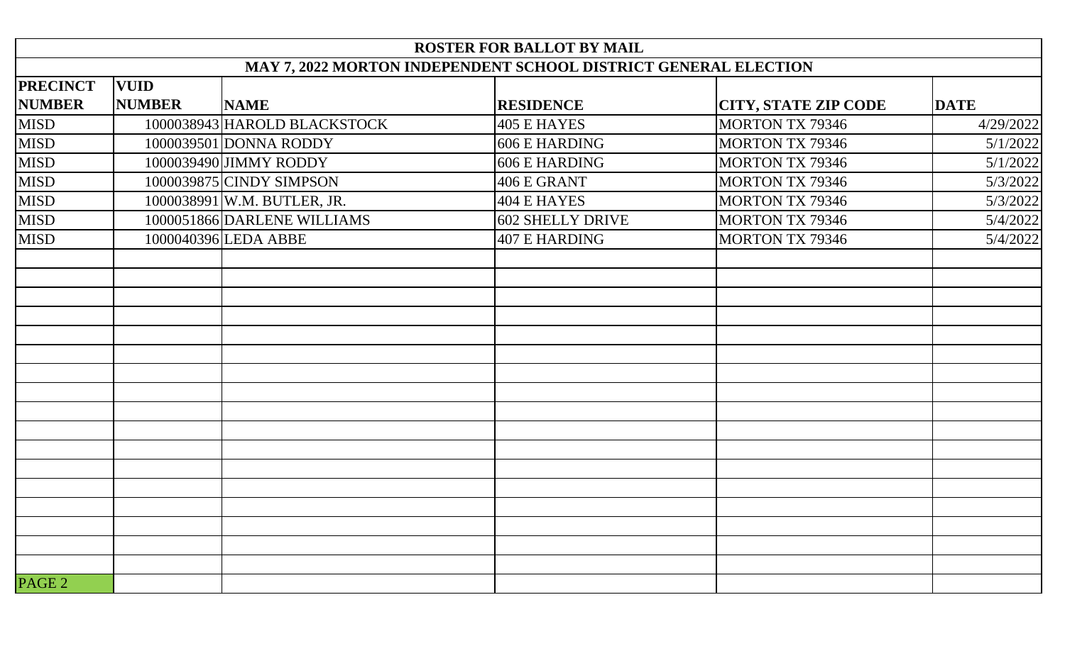**ROSTER FOR BALLOT BY MAIL**

**MAY 7, 2022 MORTON INDEPENDENT SCHOOL DISTRICT GENERAL ELECTION**

| PRECINCT NUMBER | VUID NUMBER | NAME | RESIDENCE | CITY, STATE ZIP CODE | DATE |
|---|---|---|---|---|---|
| MISD | 1000038943 | HAROLD BLACKSTOCK | 405 E HAYES | MORTON TX 79346 | 4/29/2022 |
| MISD | 1000039501 | DONNA RODDY | 606 E HARDING | MORTON TX 79346 | 5/1/2022 |
| MISD | 1000039490 | JIMMY RODDY | 606 E HARDING | MORTON TX 79346 | 5/1/2022 |
| MISD | 1000039875 | CINDY SIMPSON | 406 E GRANT | MORTON TX 79346 | 5/3/2022 |
| MISD | 1000038991 | W.M. BUTLER, JR. | 404 E HAYES | MORTON TX 79346 | 5/3/2022 |
| MISD | 1000051866 | DARLENE WILLIAMS | 602 SHELLY DRIVE | MORTON TX 79346 | 5/4/2022 |
| MISD | 1000040396 | LEDA ABBE | 407 E HARDING | MORTON TX 79346 | 5/4/2022 |